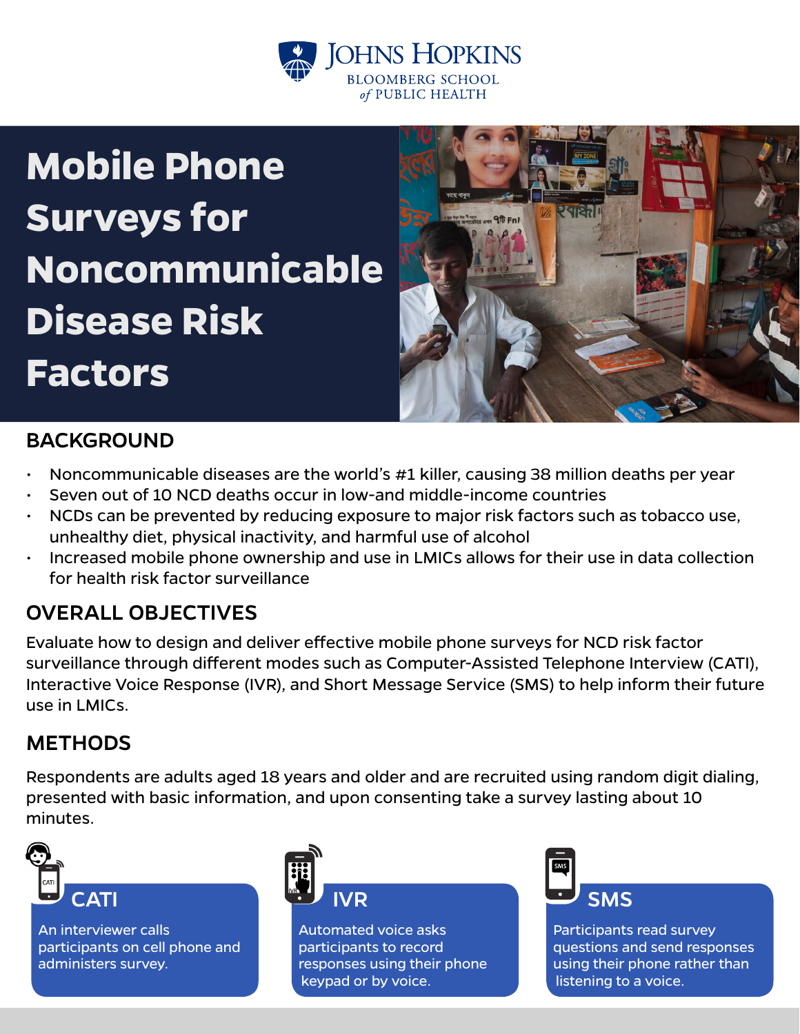JOHNS HOPKINS
BLOOMBERG SCHOOL
*of* PUBLIC HEALTH

# Mobile Phone Surveys for Noncommunicable Disease Risk Factors

## BACKGROUND

- Noncommunicable diseases are the world's #1 killer, causing 38 million deaths per year
- Seven out of 10 NCD deaths occur in low-and middle-income countries
- NCDs can be prevented by reducing exposure to major risk factors such as tobacco use, unhealthy diet, physical inactivity, and harmful use of alcohol
- Increased mobile phone ownership and use in LMICs allows for their use in data collection for health risk factor surveillance

## OVERALL OBJECTIVES

Evaluate how to design and deliver effective mobile phone surveys for NCD risk factor surveillance through different modes such as Computer-Assisted Telephone Interview (CATI), Interactive Voice Response (IVR), and Short Message Service (SMS) to help inform their future use in LMICs.

## METHODS

Respondents are adults aged 18 years and older and are recruited using random digit dialing, presented with basic information, and upon consenting take a survey lasting about 10 minutes.

### CATI

An interviewer calls participants on cell phone and administers survey.

### IVR

Automated voice asks participants to record responses using their phone keypad or by voice.

### SMS

Participants read survey questions and send responses using their phone rather than listening to a voice.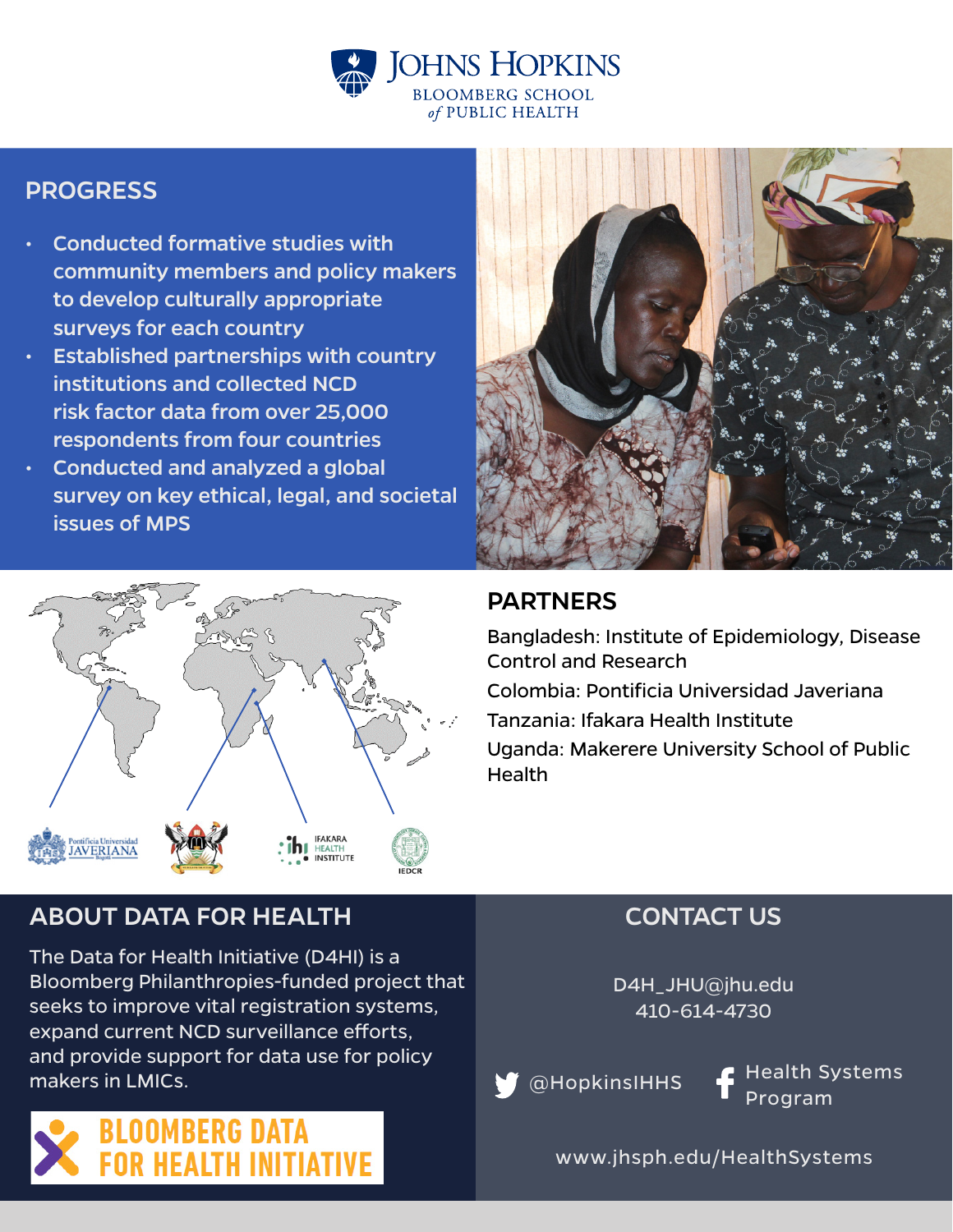## PROGRESS

- Conducted formative studies with community members and policy makers to develop culturally appropriate surveys for each country
- Established partnerships with country institutions and collected NCD risk factor data from over 25,000 respondents from four countries
- Conducted and analyzed a global survey on key ethical, legal, and societal issues of MPS

## PARTNERS

Bangladesh: Institute of Epidemiology, Disease Control and Research

Colombia: Pontificia Universidad Javeriana

Tanzania: Ifakara Health Institute

Uganda: Makerere University School of Public Health

## ABOUT DATA FOR HEALTH

The Data for Health Initiative (D4HI) is a Bloomberg Philanthropies-funded project that seeks to improve vital registration systems, expand current NCD surveillance efforts, and provide support for data use for policy makers in LMICs.

BLOOMBERG DATA FOR HEALTH INITIATIVE

## CONTACT US

D4H_JHU@jhu.edu
410-614-4730

@HopkinsIHHS

Health Systems Program

www.jhsph.edu/HealthSystems